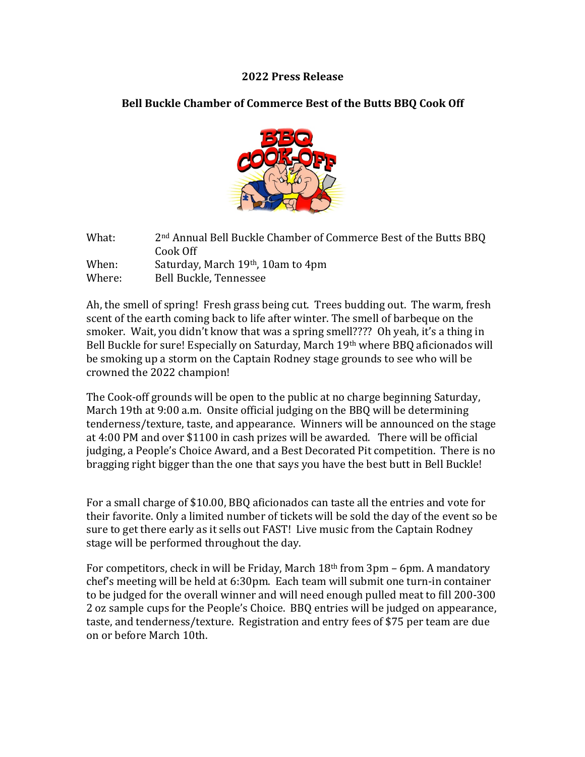**2022 Press Release**

**Bell Buckle Chamber of Commerce Best of the Butts BBQ Cook Off**

| | |
|---|---|
| What: | 2nd Annual Bell Buckle Chamber of Commerce Best of the Butts BBQ Cook Off |
| When: | Saturday, March 19th, 10am to 4pm |
| Where: | Bell Buckle, Tennessee |

Ah, the smell of spring! Fresh grass being cut. Trees budding out. The warm, fresh scent of the earth coming back to life after winter. The smell of barbeque on the smoker. Wait, you didn't know that was a spring smell???? Oh yeah, it's a thing in Bell Buckle for sure! Especially on Saturday, March 19th where BBQ aficionados will be smoking up a storm on the Captain Rodney stage grounds to see who will be crowned the 2022 champion!

The Cook-off grounds will be open to the public at no charge beginning Saturday, March 19th at 9:00 a.m. Onsite official judging on the BBQ will be determining tenderness/texture, taste, and appearance. Winners will be announced on the stage at 4:00 PM and over $1100 in cash prizes will be awarded. There will be official judging, a People's Choice Award, and a Best Decorated Pit competition. There is no bragging right bigger than the one that says you have the best butt in Bell Buckle!

For a small charge of $10.00, BBQ aficionados can taste all the entries and vote for their favorite. Only a limited number of tickets will be sold the day of the event so be sure to get there early as it sells out FAST! Live music from the Captain Rodney stage will be performed throughout the day.

For competitors, check in will be Friday, March 18th from 3pm – 6pm. A mandatory chef's meeting will be held at 6:30pm. Each team will submit one turn-in container to be judged for the overall winner and will need enough pulled meat to fill 200-300 2 oz sample cups for the People's Choice. BBQ entries will be judged on appearance, taste, and tenderness/texture. Registration and entry fees of $75 per team are due on or before March 10th.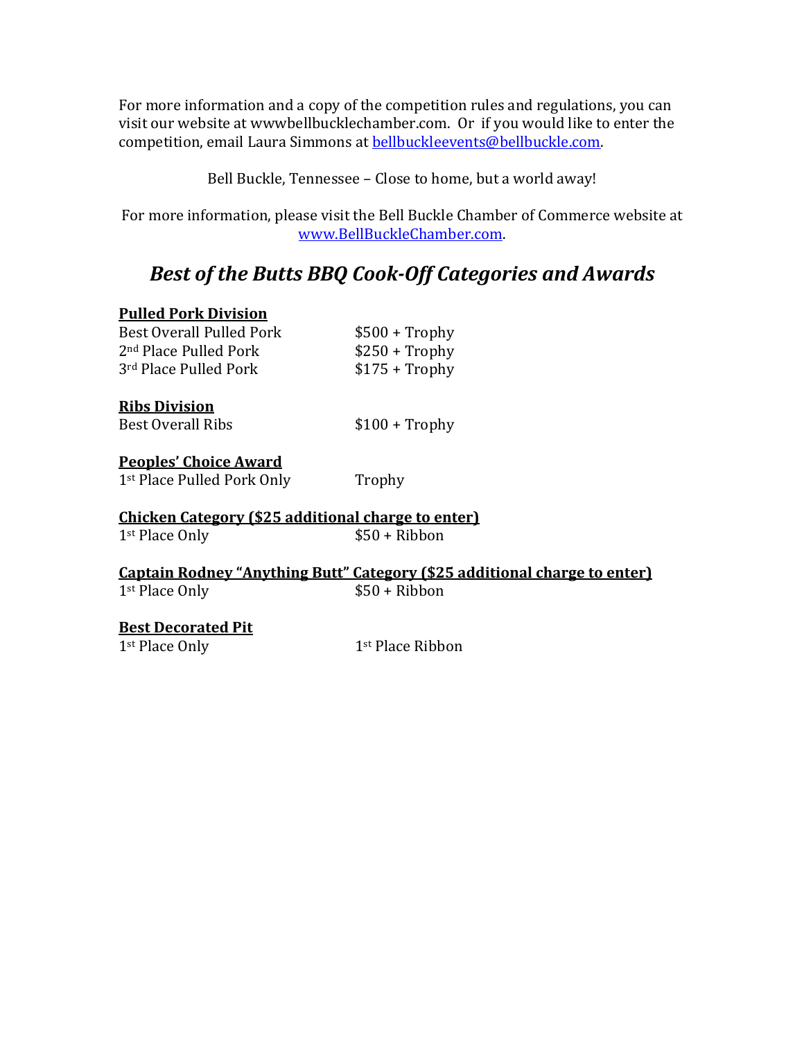For more information and a copy of the competition rules and regulations, you can visit our website at wwwbellbucklechamber.com. Or if you would like to enter the competition, email Laura Simmons at bellbuckleevents@bellbuckle.com.

Bell Buckle, Tennessee – Close to home, but a world away!

For more information, please visit the Bell Buckle Chamber of Commerce website at www.BellBuckleChamber.com.

## *Best of the Butts BBQ Cook-Off Categories and Awards*

**Pulled Pork Division**

| | |
|---|---|
| Best Overall Pulled Pork | $500 + Trophy |
| 2nd Place Pulled Pork | $250 + Trophy |
| 3rd Place Pulled Pork | $175 + Trophy |

**Ribs Division**

| | |
|---|---|
| Best Overall Ribs | $100 + Trophy |

**Peoples' Choice Award**

| | |
|---|---|
| 1st Place Pulled Pork Only | Trophy |

**Chicken Category ($25 additional charge to enter)**

| | |
|---|---|
| 1st Place Only | $50 + Ribbon |

**Captain Rodney "Anything Butt" Category ($25 additional charge to enter)**

| | |
|---|---|
| 1st Place Only | $50 + Ribbon |

**Best Decorated Pit**

| | |
|---|---|
| 1st Place Only | 1st Place Ribbon |